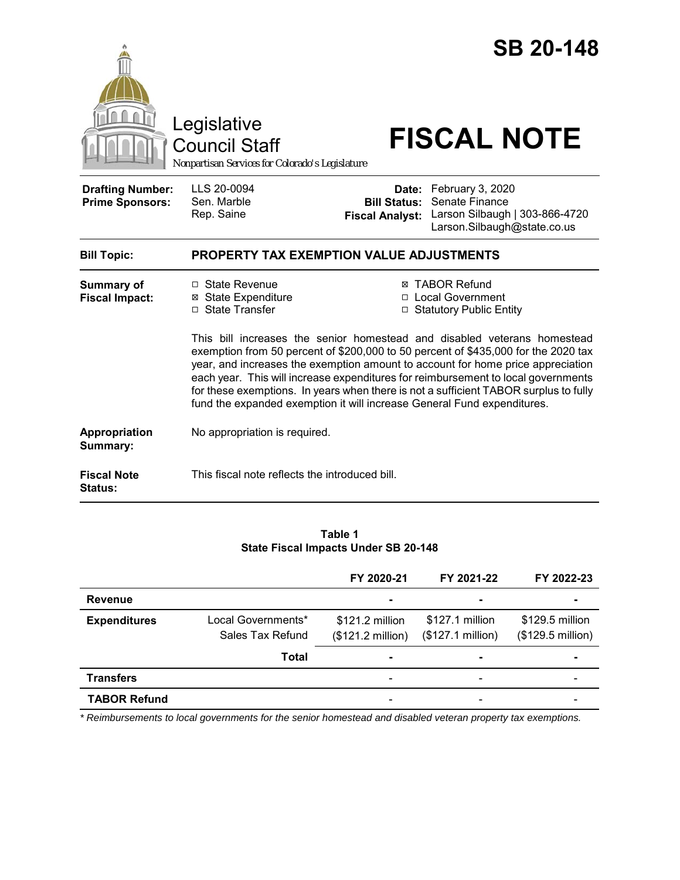# SB 20-148

Legislative Council Staff

*Nonpartisan Services for Colorado's Legislature*

# FISCAL NOTE

| | | | |
|---|---|---|---|
| **Drafting Number:** | LLS 20-0094 | **Date:** | February 3, 2020 |
| **Prime Sponsors:** | Sen. Marble<br>Rep. Saine | **Bill Status:** | Senate Finance |
| | | **Fiscal Analyst:** | Larson Silbaugh \| 303-866-4720<br>Larson.Silbaugh@state.co.us |

| | |
|---|---|
| **Bill Topic:** | **PROPERTY TAX EXEMPTION VALUE ADJUSTMENTS** |

**Summary of Fiscal Impact:**

- ☐ State Revenue
- ☒ State Expenditure
- ☐ State Transfer
- ☒ TABOR Refund
- ☐ Local Government
- ☐ Statutory Public Entity

This bill increases the senior homestead and disabled veterans homestead exemption from 50 percent of $200,000 to 50 percent of $435,000 for the 2020 tax year, and increases the exemption amount to account for home price appreciation each year. This will increase expenditures for reimbursement to local governments for these exemptions. In years when there is not a sufficient TABOR surplus to fully fund the expanded exemption it will increase General Fund expenditures.

**Appropriation Summary:** No appropriation is required.

**Fiscal Note Status:** This fiscal note reflects the introduced bill.

**Table 1**
**State Fiscal Impacts Under SB 20-148**

| | | FY 2020-21 | FY 2021-22 | FY 2022-23 |
|---|---|---|---|---|
| **Revenue** | | - | - | - |
| **Expenditures** | Local Governments*<br>Sales Tax Refund | $121.2 million<br>($121.2 million) | $127.1 million<br>($127.1 million) | $129.5 million<br>($129.5 million) |
| | **Total** | - | - | - |
| **Transfers** | | - | - | - |
| **TABOR Refund** | | - | - | - |

*\* Reimbursements to local governments for the senior homestead and disabled veteran property tax exemptions.*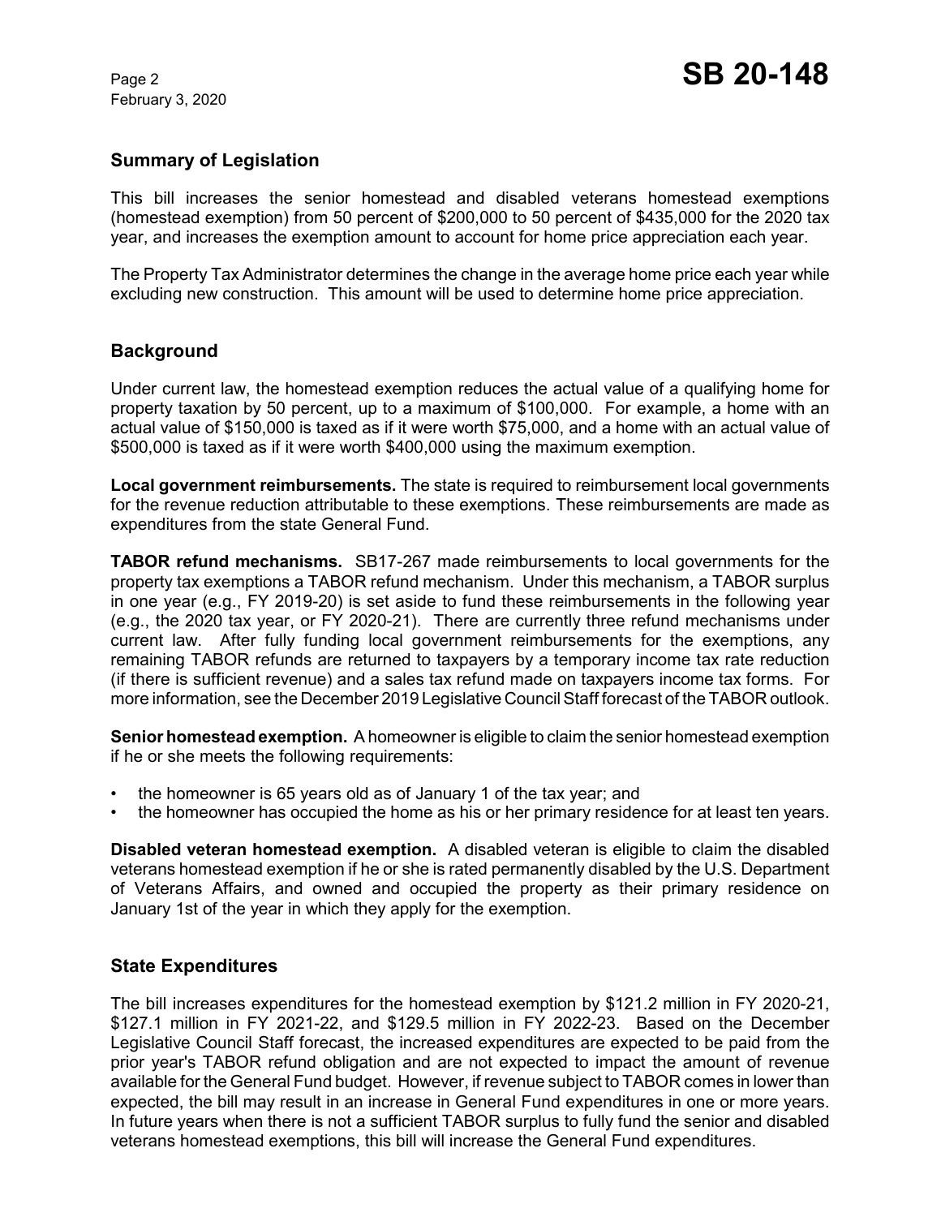## Summary of Legislation

This bill increases the senior homestead and disabled veterans homestead exemptions (homestead exemption) from 50 percent of $200,000 to 50 percent of $435,000 for the 2020 tax year, and increases the exemption amount to account for home price appreciation each year.

The Property Tax Administrator determines the change in the average home price each year while excluding new construction. This amount will be used to determine home price appreciation.

## Background

Under current law, the homestead exemption reduces the actual value of a qualifying home for property taxation by 50 percent, up to a maximum of $100,000. For example, a home with an actual value of $150,000 is taxed as if it were worth $75,000, and a home with an actual value of $500,000 is taxed as if it were worth $400,000 using the maximum exemption.

**Local government reimbursements.** The state is required to reimbursement local governments for the revenue reduction attributable to these exemptions. These reimbursements are made as expenditures from the state General Fund.

**TABOR refund mechanisms.** SB17-267 made reimbursements to local governments for the property tax exemptions a TABOR refund mechanism. Under this mechanism, a TABOR surplus in one year (e.g., FY 2019-20) is set aside to fund these reimbursements in the following year (e.g., the 2020 tax year, or FY 2020-21). There are currently three refund mechanisms under current law. After fully funding local government reimbursements for the exemptions, any remaining TABOR refunds are returned to taxpayers by a temporary income tax rate reduction (if there is sufficient revenue) and a sales tax refund made on taxpayers income tax forms. For more information, see the December 2019 Legislative Council Staff forecast of the TABOR outlook.

**Senior homestead exemption.** A homeowner is eligible to claim the senior homestead exemption if he or she meets the following requirements:

- the homeowner is 65 years old as of January 1 of the tax year; and
- the homeowner has occupied the home as his or her primary residence for at least ten years.

**Disabled veteran homestead exemption.** A disabled veteran is eligible to claim the disabled veterans homestead exemption if he or she is rated permanently disabled by the U.S. Department of Veterans Affairs, and owned and occupied the property as their primary residence on January 1st of the year in which they apply for the exemption.

## State Expenditures

The bill increases expenditures for the homestead exemption by $121.2 million in FY 2020-21, $127.1 million in FY 2021-22, and $129.5 million in FY 2022-23. Based on the December Legislative Council Staff forecast, the increased expenditures are expected to be paid from the prior year's TABOR refund obligation and are not expected to impact the amount of revenue available for the General Fund budget. However, if revenue subject to TABOR comes in lower than expected, the bill may result in an increase in General Fund expenditures in one or more years. In future years when there is not a sufficient TABOR surplus to fully fund the senior and disabled veterans homestead exemptions, this bill will increase the General Fund expenditures.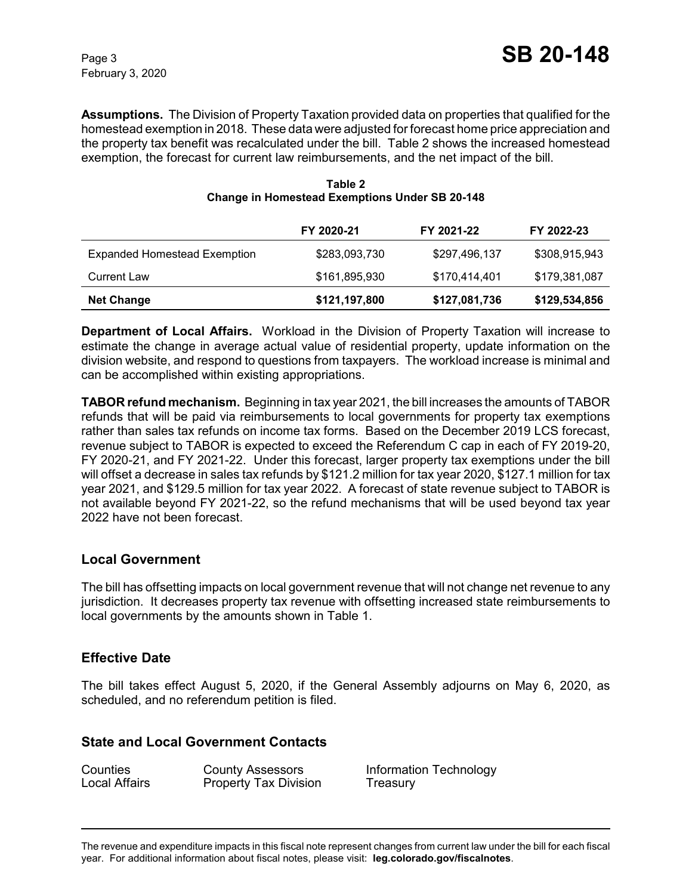**Assumptions.** The Division of Property Taxation provided data on properties that qualified for the homestead exemption in 2018. These data were adjusted for forecast home price appreciation and the property tax benefit was recalculated under the bill. Table 2 shows the increased homestead exemption, the forecast for current law reimbursements, and the net impact of the bill.

**Table 2**
**Change in Homestead Exemptions Under SB 20-148**

| | FY 2020-21 | FY 2021-22 | FY 2022-23 |
|---|---|---|---|
| Expanded Homestead Exemption | $283,093,730 | $297,496,137 | $308,915,943 |
| Current Law | $161,895,930 | $170,414,401 | $179,381,087 |
| **Net Change** | **$121,197,800** | **$127,081,736** | **$129,534,856** |

**Department of Local Affairs.** Workload in the Division of Property Taxation will increase to estimate the change in average actual value of residential property, update information on the division website, and respond to questions from taxpayers. The workload increase is minimal and can be accomplished within existing appropriations.

**TABOR refund mechanism.** Beginning in tax year 2021, the bill increases the amounts of TABOR refunds that will be paid via reimbursements to local governments for property tax exemptions rather than sales tax refunds on income tax forms. Based on the December 2019 LCS forecast, revenue subject to TABOR is expected to exceed the Referendum C cap in each of FY 2019-20, FY 2020-21, and FY 2021-22. Under this forecast, larger property tax exemptions under the bill will offset a decrease in sales tax refunds by $121.2 million for tax year 2020, $127.1 million for tax year 2021, and $129.5 million for tax year 2022. A forecast of state revenue subject to TABOR is not available beyond FY 2021-22, so the refund mechanisms that will be used beyond tax year 2022 have not been forecast.

## Local Government

The bill has offsetting impacts on local government revenue that will not change net revenue to any jurisdiction. It decreases property tax revenue with offsetting increased state reimbursements to local governments by the amounts shown in Table 1.

## Effective Date

The bill takes effect August 5, 2020, if the General Assembly adjourns on May 6, 2020, as scheduled, and no referendum petition is filed.

## State and Local Government Contacts

| | | |
|---|---|---|
| Counties | County Assessors | Information Technology |
| Local Affairs | Property Tax Division | Treasury |

The revenue and expenditure impacts in this fiscal note represent changes from current law under the bill for each fiscal year. For additional information about fiscal notes, please visit: **leg.colorado.gov/fiscalnotes**.